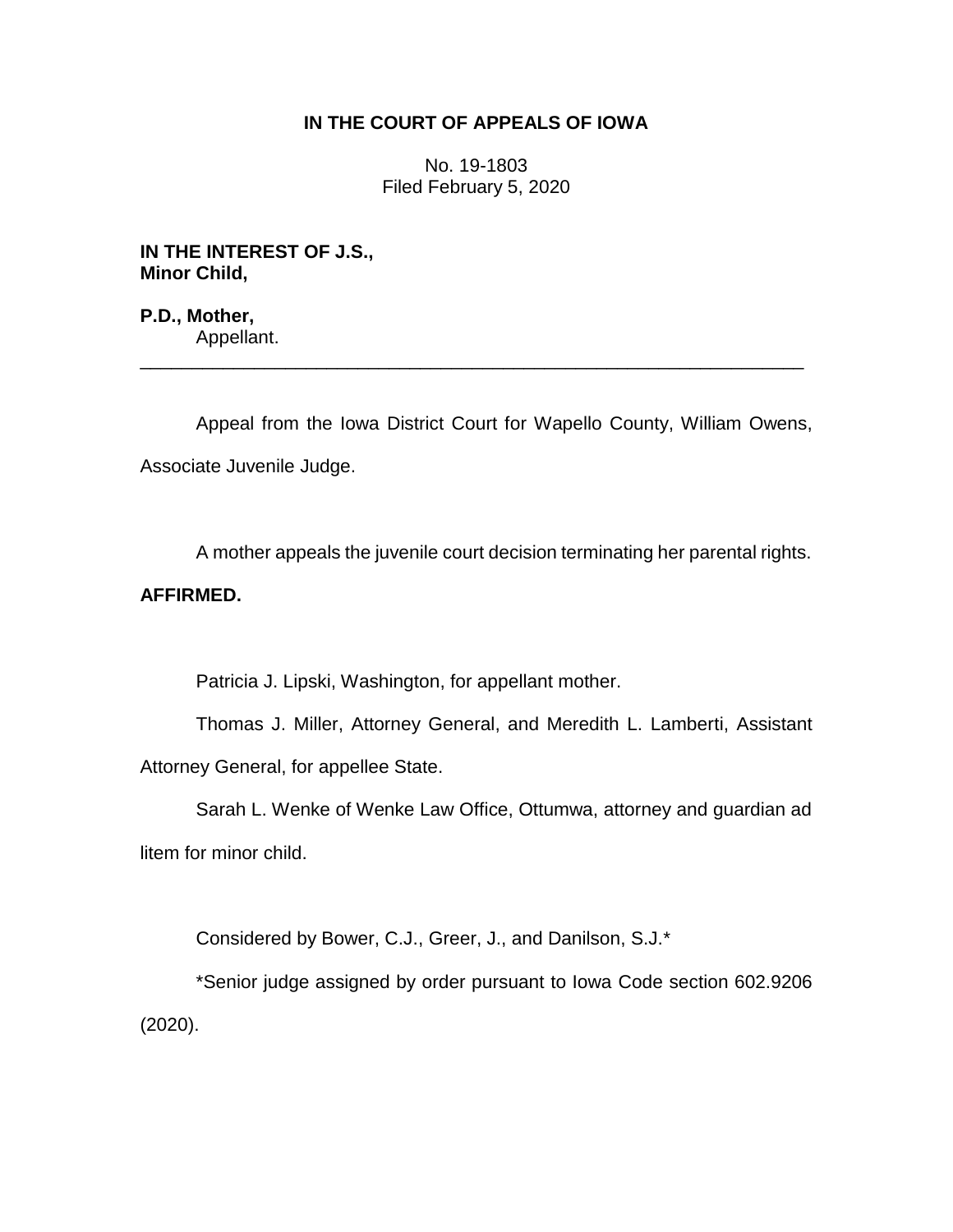# IN THE COURT OF APPEALS OF IOWA

No. 19-1803
Filed February 5, 2020

**IN THE INTEREST OF J.S., Minor Child,**

**P.D., Mother,**
Appellant.

---

Appeal from the Iowa District Court for Wapello County, William Owens, Associate Juvenile Judge.

A mother appeals the juvenile court decision terminating her parental rights.

**AFFIRMED.**

Patricia J. Lipski, Washington, for appellant mother.

Thomas J. Miller, Attorney General, and Meredith L. Lamberti, Assistant Attorney General, for appellee State.

Sarah L. Wenke of Wenke Law Office, Ottumwa, attorney and guardian ad litem for minor child.

Considered by Bower, C.J., Greer, J., and Danilson, S.J.*

*Senior judge assigned by order pursuant to Iowa Code section 602.9206 (2020).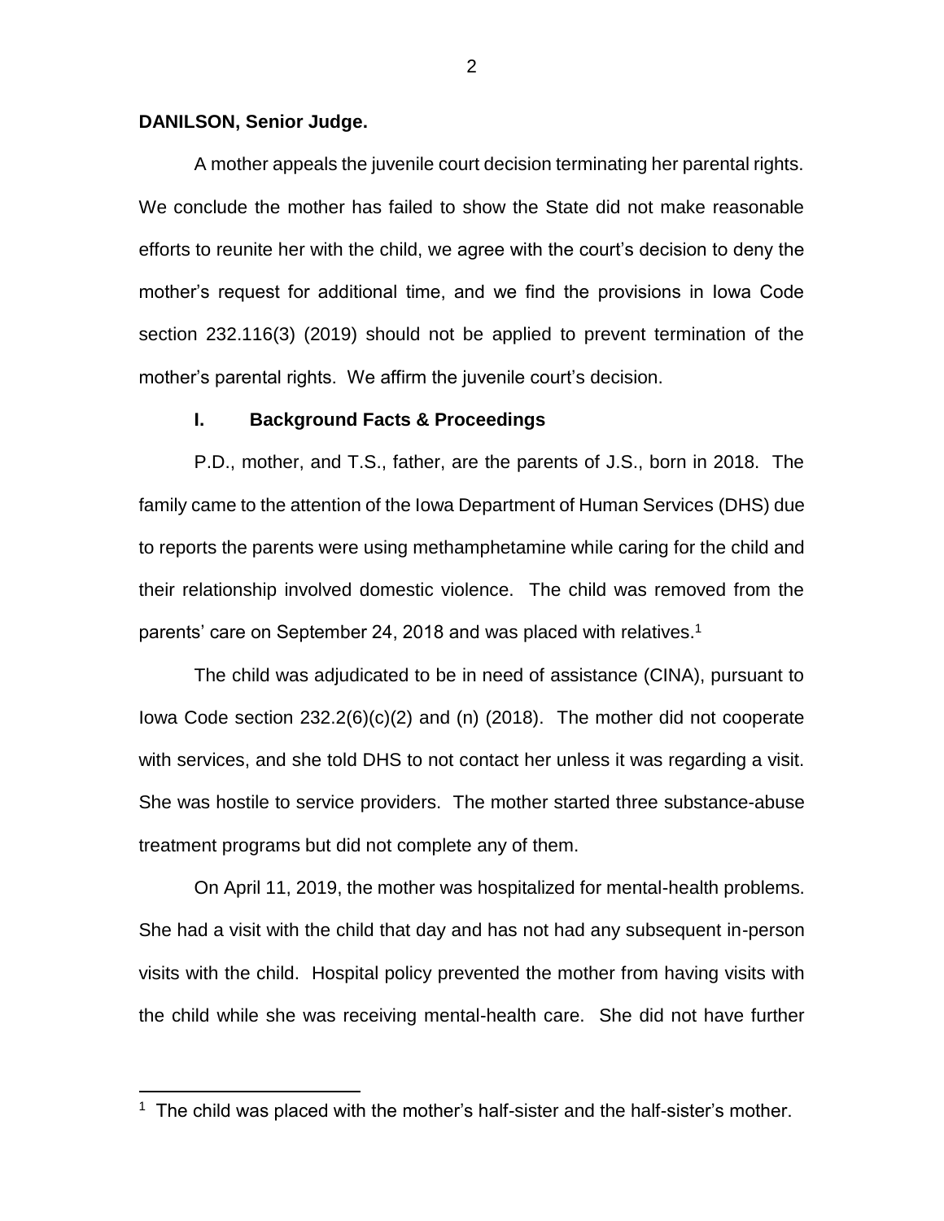**DANILSON, Senior Judge.**

A mother appeals the juvenile court decision terminating her parental rights. We conclude the mother has failed to show the State did not make reasonable efforts to reunite her with the child, we agree with the court's decision to deny the mother's request for additional time, and we find the provisions in Iowa Code section 232.116(3) (2019) should not be applied to prevent termination of the mother's parental rights. We affirm the juvenile court's decision.

## I. Background Facts & Proceedings

P.D., mother, and T.S., father, are the parents of J.S., born in 2018. The family came to the attention of the Iowa Department of Human Services (DHS) due to reports the parents were using methamphetamine while caring for the child and their relationship involved domestic violence. The child was removed from the parents' care on September 24, 2018 and was placed with relatives.[1]

The child was adjudicated to be in need of assistance (CINA), pursuant to Iowa Code section 232.2(6)(c)(2) and (n) (2018). The mother did not cooperate with services, and she told DHS to not contact her unless it was regarding a visit. She was hostile to service providers. The mother started three substance-abuse treatment programs but did not complete any of them.

On April 11, 2019, the mother was hospitalized for mental-health problems. She had a visit with the child that day and has not had any subsequent in-person visits with the child. Hospital policy prevented the mother from having visits with the child while she was receiving mental-health care. She did not have further

[1] The child was placed with the mother's half-sister and the half-sister's mother.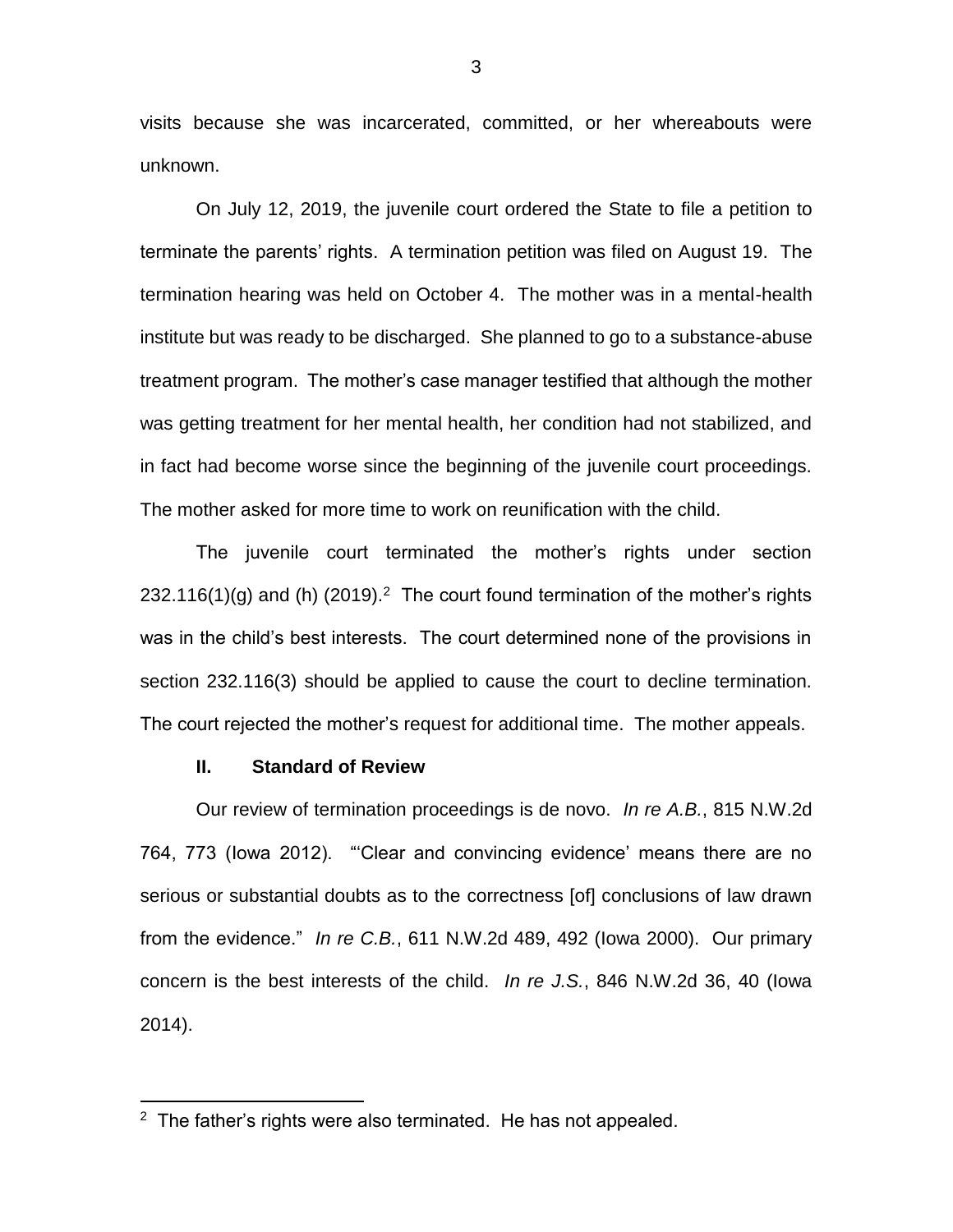visits because she was incarcerated, committed, or her whereabouts were unknown.

On July 12, 2019, the juvenile court ordered the State to file a petition to terminate the parents' rights. A termination petition was filed on August 19. The termination hearing was held on October 4. The mother was in a mental-health institute but was ready to be discharged. She planned to go to a substance-abuse treatment program. The mother's case manager testified that although the mother was getting treatment for her mental health, her condition had not stabilized, and in fact had become worse since the beginning of the juvenile court proceedings. The mother asked for more time to work on reunification with the child.

The juvenile court terminated the mother's rights under section 232.116(1)(g) and (h) (2019).[2] The court found termination of the mother's rights was in the child's best interests. The court determined none of the provisions in section 232.116(3) should be applied to cause the court to decline termination. The court rejected the mother's request for additional time. The mother appeals.

## II. Standard of Review

Our review of termination proceedings is de novo. *In re A.B.*, 815 N.W.2d 764, 773 (Iowa 2012). "'Clear and convincing evidence' means there are no serious or substantial doubts as to the correctness [of] conclusions of law drawn from the evidence." *In re C.B.*, 611 N.W.2d 489, 492 (Iowa 2000). Our primary concern is the best interests of the child. *In re J.S.*, 846 N.W.2d 36, 40 (Iowa 2014).

---

[2] The father's rights were also terminated. He has not appealed.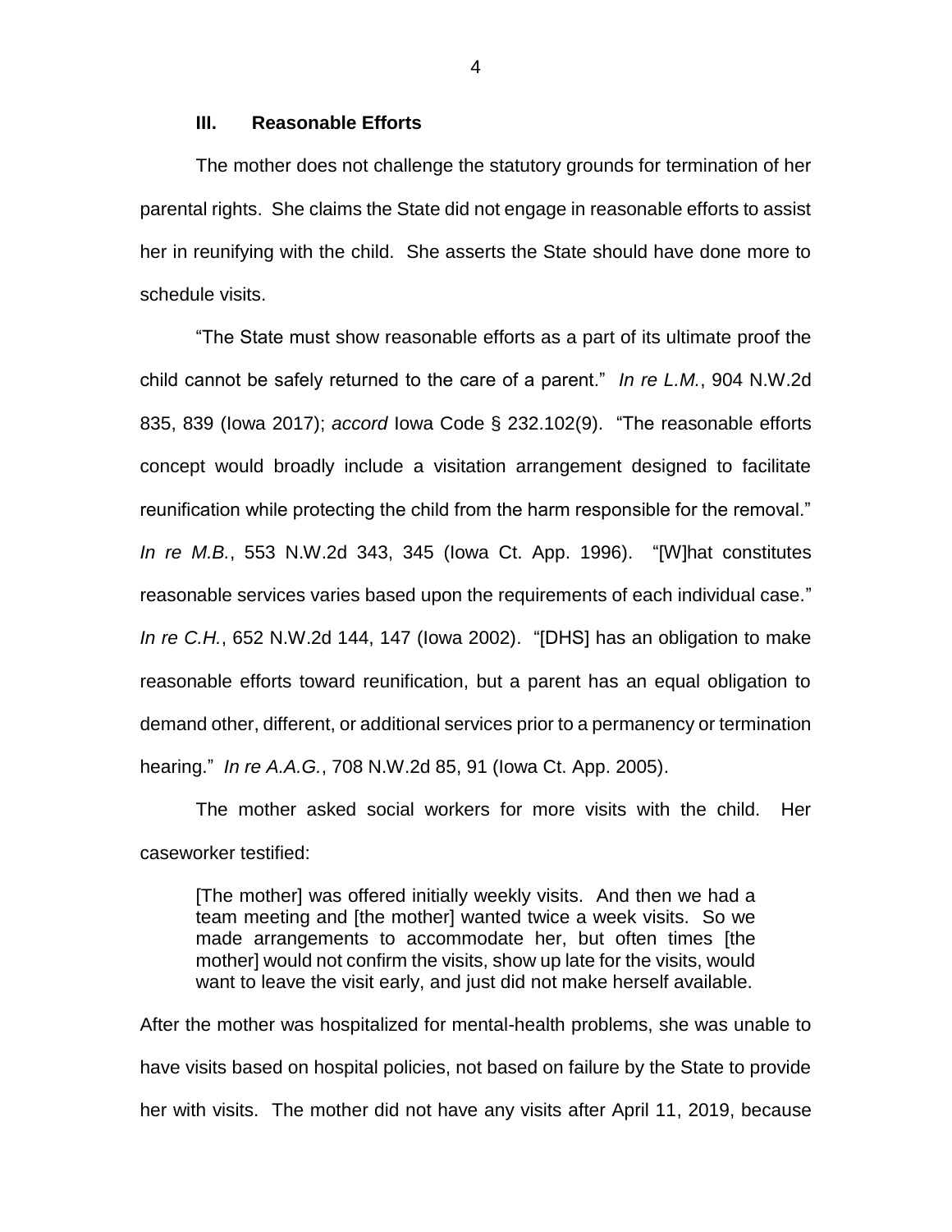### III. Reasonable Efforts

The mother does not challenge the statutory grounds for termination of her parental rights. She claims the State did not engage in reasonable efforts to assist her in reunifying with the child. She asserts the State should have done more to schedule visits.

"The State must show reasonable efforts as a part of its ultimate proof the child cannot be safely returned to the care of a parent." *In re L.M.*, 904 N.W.2d 835, 839 (Iowa 2017); *accord* Iowa Code § 232.102(9). "The reasonable efforts concept would broadly include a visitation arrangement designed to facilitate reunification while protecting the child from the harm responsible for the removal." *In re M.B.*, 553 N.W.2d 343, 345 (Iowa Ct. App. 1996). "[W]hat constitutes reasonable services varies based upon the requirements of each individual case." *In re C.H.*, 652 N.W.2d 144, 147 (Iowa 2002). "[DHS] has an obligation to make reasonable efforts toward reunification, but a parent has an equal obligation to demand other, different, or additional services prior to a permanency or termination hearing." *In re A.A.G.*, 708 N.W.2d 85, 91 (Iowa Ct. App. 2005).

The mother asked social workers for more visits with the child. Her caseworker testified:

> [The mother] was offered initially weekly visits. And then we had a team meeting and [the mother] wanted twice a week visits. So we made arrangements to accommodate her, but often times [the mother] would not confirm the visits, show up late for the visits, would want to leave the visit early, and just did not make herself available.

After the mother was hospitalized for mental-health problems, she was unable to have visits based on hospital policies, not based on failure by the State to provide her with visits. The mother did not have any visits after April 11, 2019, because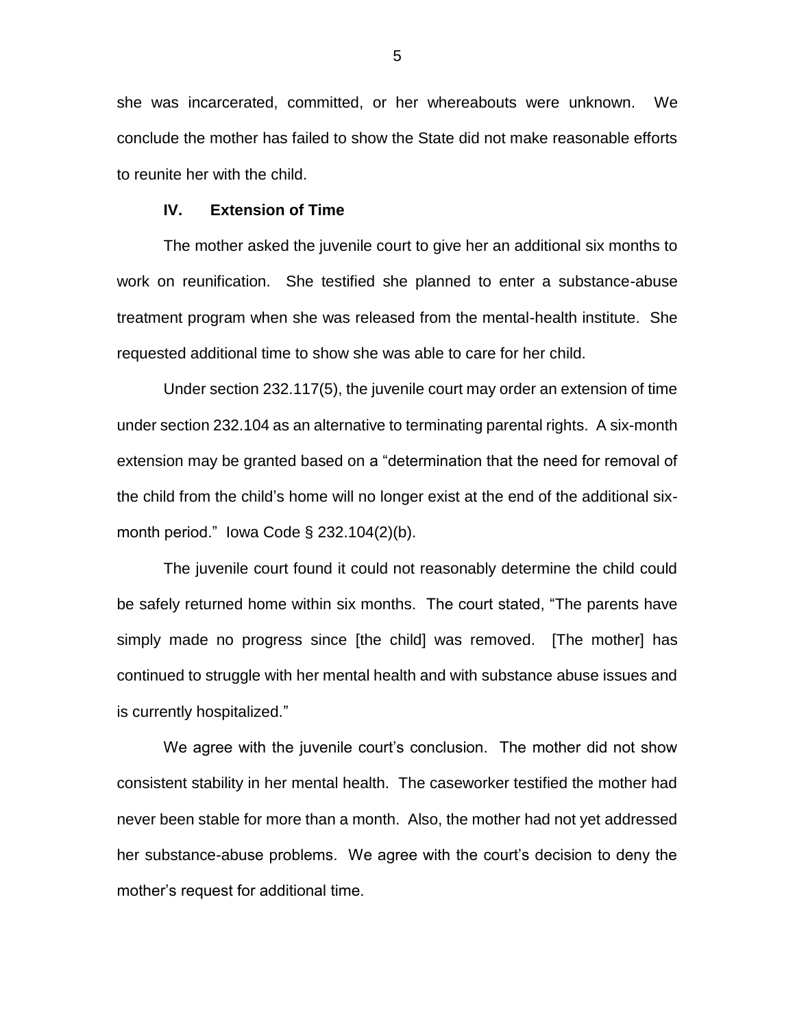she was incarcerated, committed, or her whereabouts were unknown. We conclude the mother has failed to show the State did not make reasonable efforts to reunite her with the child.

## IV. Extension of Time

The mother asked the juvenile court to give her an additional six months to work on reunification. She testified she planned to enter a substance-abuse treatment program when she was released from the mental-health institute. She requested additional time to show she was able to care for her child.

Under section 232.117(5), the juvenile court may order an extension of time under section 232.104 as an alternative to terminating parental rights. A six-month extension may be granted based on a "determination that the need for removal of the child from the child's home will no longer exist at the end of the additional six-month period." Iowa Code § 232.104(2)(b).

The juvenile court found it could not reasonably determine the child could be safely returned home within six months. The court stated, "The parents have simply made no progress since [the child] was removed. [The mother] has continued to struggle with her mental health and with substance abuse issues and is currently hospitalized."

We agree with the juvenile court's conclusion. The mother did not show consistent stability in her mental health. The caseworker testified the mother had never been stable for more than a month. Also, the mother had not yet addressed her substance-abuse problems. We agree with the court's decision to deny the mother's request for additional time.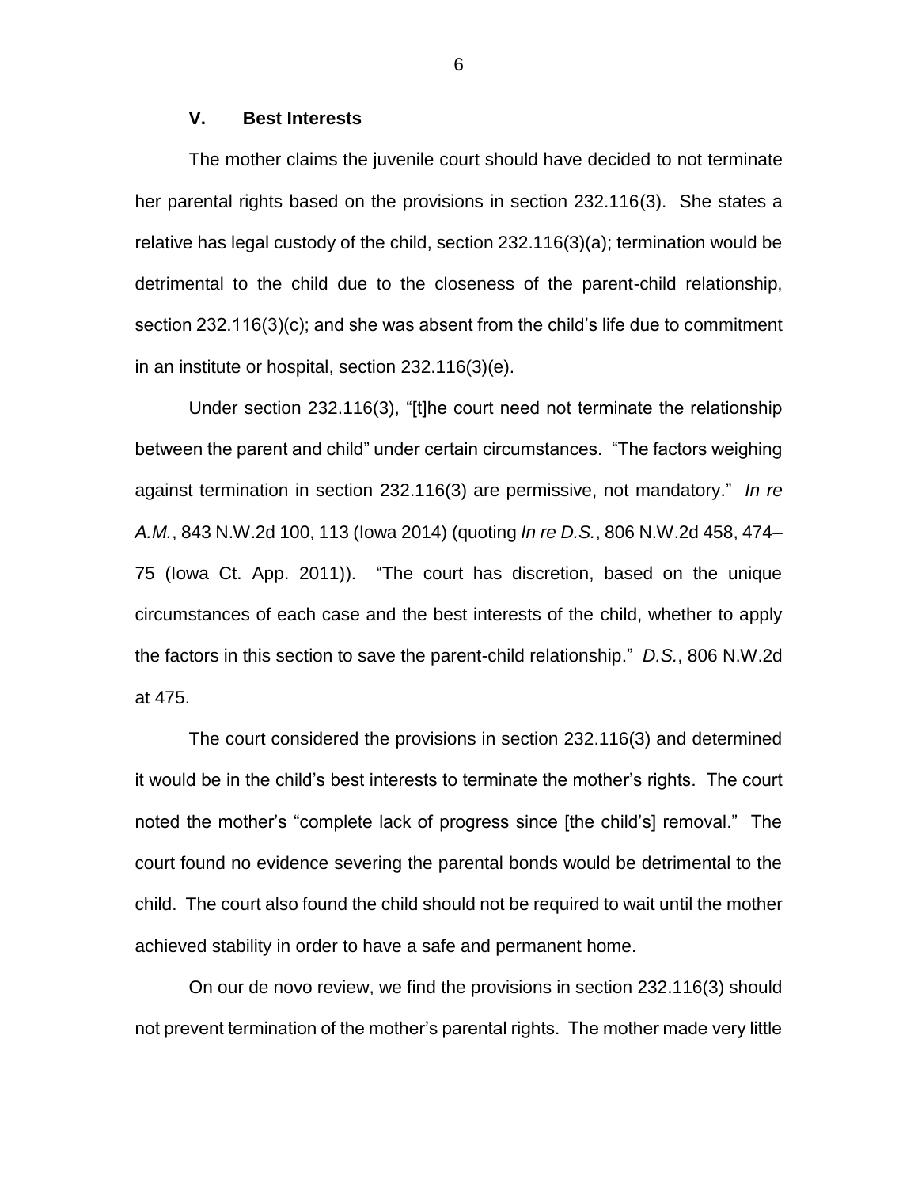### V. Best Interests

The mother claims the juvenile court should have decided to not terminate her parental rights based on the provisions in section 232.116(3). She states a relative has legal custody of the child, section 232.116(3)(a); termination would be detrimental to the child due to the closeness of the parent-child relationship, section 232.116(3)(c); and she was absent from the child's life due to commitment in an institute or hospital, section 232.116(3)(e).

Under section 232.116(3), "[t]he court need not terminate the relationship between the parent and child" under certain circumstances. "The factors weighing against termination in section 232.116(3) are permissive, not mandatory." *In re A.M.*, 843 N.W.2d 100, 113 (Iowa 2014) (quoting *In re D.S.*, 806 N.W.2d 458, 474–75 (Iowa Ct. App. 2011)). "The court has discretion, based on the unique circumstances of each case and the best interests of the child, whether to apply the factors in this section to save the parent-child relationship." *D.S.*, 806 N.W.2d at 475.

The court considered the provisions in section 232.116(3) and determined it would be in the child's best interests to terminate the mother's rights. The court noted the mother's "complete lack of progress since [the child's] removal." The court found no evidence severing the parental bonds would be detrimental to the child. The court also found the child should not be required to wait until the mother achieved stability in order to have a safe and permanent home.

On our de novo review, we find the provisions in section 232.116(3) should not prevent termination of the mother's parental rights. The mother made very little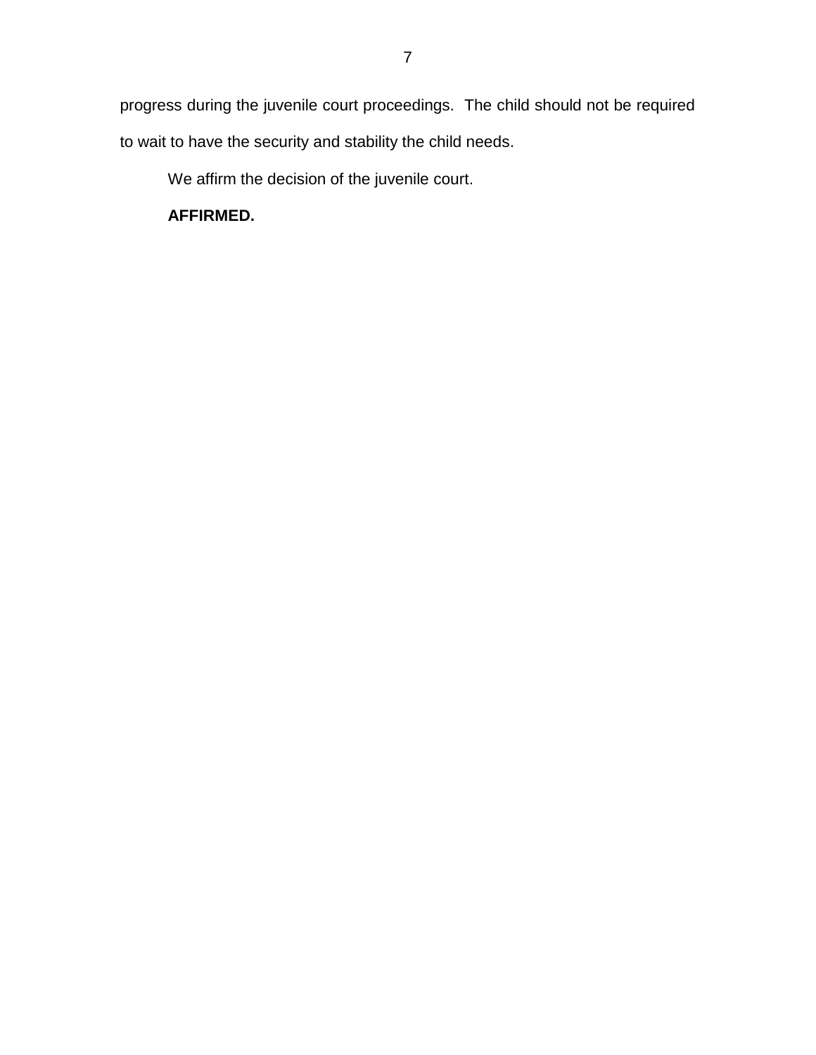progress during the juvenile court proceedings. The child should not be required to wait to have the security and stability the child needs.

We affirm the decision of the juvenile court.

**AFFIRMED.**